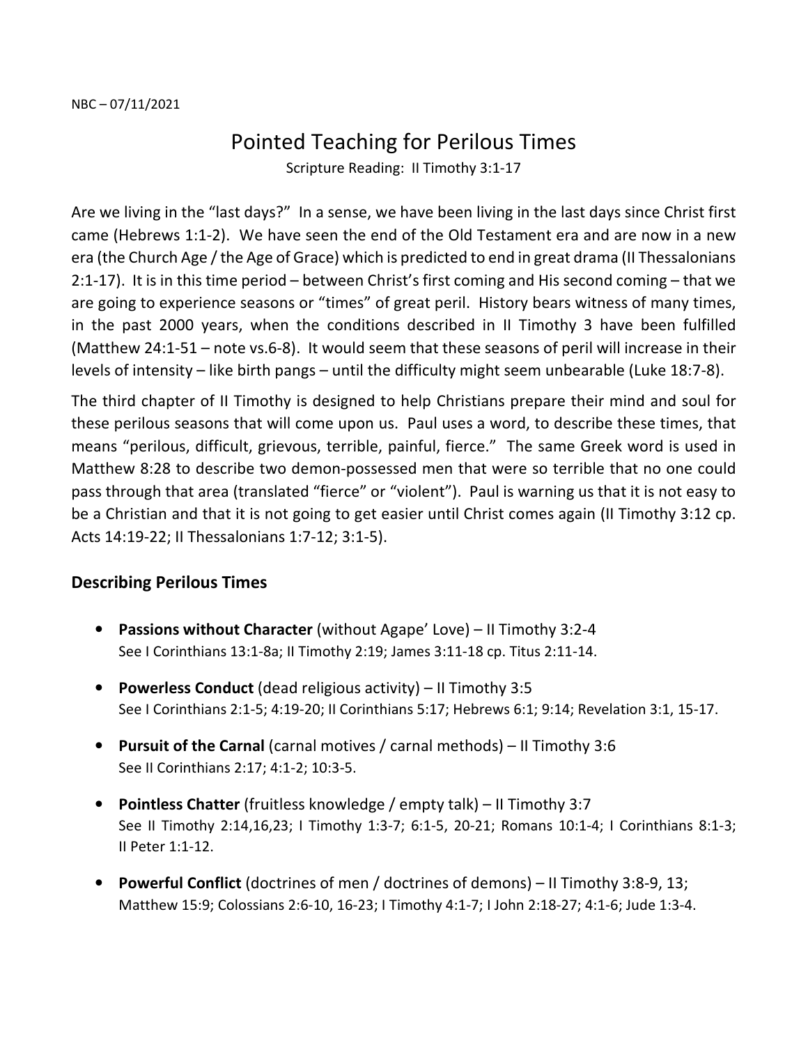NBC – 07/11/2021

# Pointed Teaching for Perilous Times

Scripture Reading: II Timothy 3:1-17

Are we living in the "last days?" In a sense, we have been living in the last days since Christ first came (Hebrews 1:1-2). We have seen the end of the Old Testament era and are now in a new era (the Church Age / the Age of Grace) which is predicted to end in great drama (II Thessalonians 2:1-17). It is in this time period – between Christ's first coming and His second coming – that we are going to experience seasons or "times" of great peril. History bears witness of many times, in the past 2000 years, when the conditions described in II Timothy 3 have been fulfilled (Matthew 24:1-51 – note vs.6-8). It would seem that these seasons of peril will increase in their levels of intensity – like birth pangs – until the difficulty might seem unbearable (Luke 18:7-8).

The third chapter of II Timothy is designed to help Christians prepare their mind and soul for these perilous seasons that will come upon us. Paul uses a word, to describe these times, that means "perilous, difficult, grievous, terrible, painful, fierce." The same Greek word is used in Matthew 8:28 to describe two demon-possessed men that were so terrible that no one could pass through that area (translated "fierce" or "violent"). Paul is warning us that it is not easy to be a Christian and that it is not going to get easier until Christ comes again (II Timothy 3:12 cp. Acts 14:19-22; II Thessalonians 1:7-12; 3:1-5).

## Describing Perilous Times

- **Passions without Character** (without Agape' Love) – II Timothy 3:2-4
  See I Corinthians 13:1-8a; II Timothy 2:19; James 3:11-18 cp. Titus 2:11-14.
- **Powerless Conduct** (dead religious activity) – II Timothy 3:5
  See I Corinthians 2:1-5; 4:19-20; II Corinthians 5:17; Hebrews 6:1; 9:14; Revelation 3:1, 15-17.
- **Pursuit of the Carnal** (carnal motives / carnal methods) – II Timothy 3:6
  See II Corinthians 2:17; 4:1-2; 10:3-5.
- **Pointless Chatter** (fruitless knowledge / empty talk) – II Timothy 3:7
  See II Timothy 2:14,16,23; I Timothy 1:3-7; 6:1-5, 20-21; Romans 10:1-4; I Corinthians 8:1-3; II Peter 1:1-12.
- **Powerful Conflict** (doctrines of men / doctrines of demons) – II Timothy 3:8-9, 13; Matthew 15:9; Colossians 2:6-10, 16-23; I Timothy 4:1-7; I John 2:18-27; 4:1-6; Jude 1:3-4.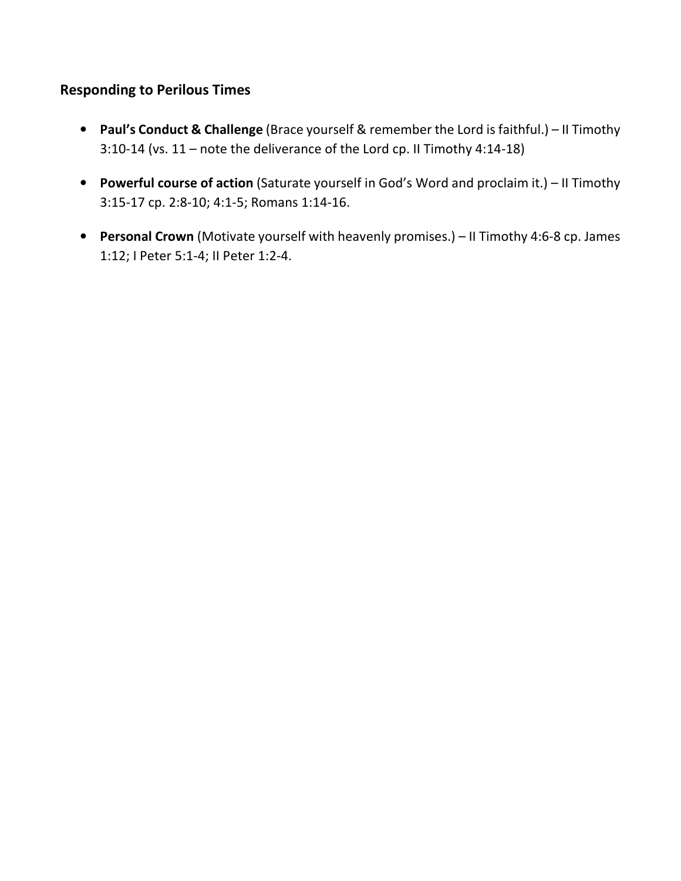### Responding to Perilous Times

- **Paul's Conduct & Challenge** (Brace yourself & remember the Lord is faithful.) – II Timothy 3:10-14 (vs. 11 – note the deliverance of the Lord cp. II Timothy 4:14-18)
- **Powerful course of action** (Saturate yourself in God's Word and proclaim it.) – II Timothy 3:15-17 cp. 2:8-10; 4:1-5; Romans 1:14-16.
- **Personal Crown** (Motivate yourself with heavenly promises.) – II Timothy 4:6-8 cp. James 1:12; I Peter 5:1-4; II Peter 1:2-4.